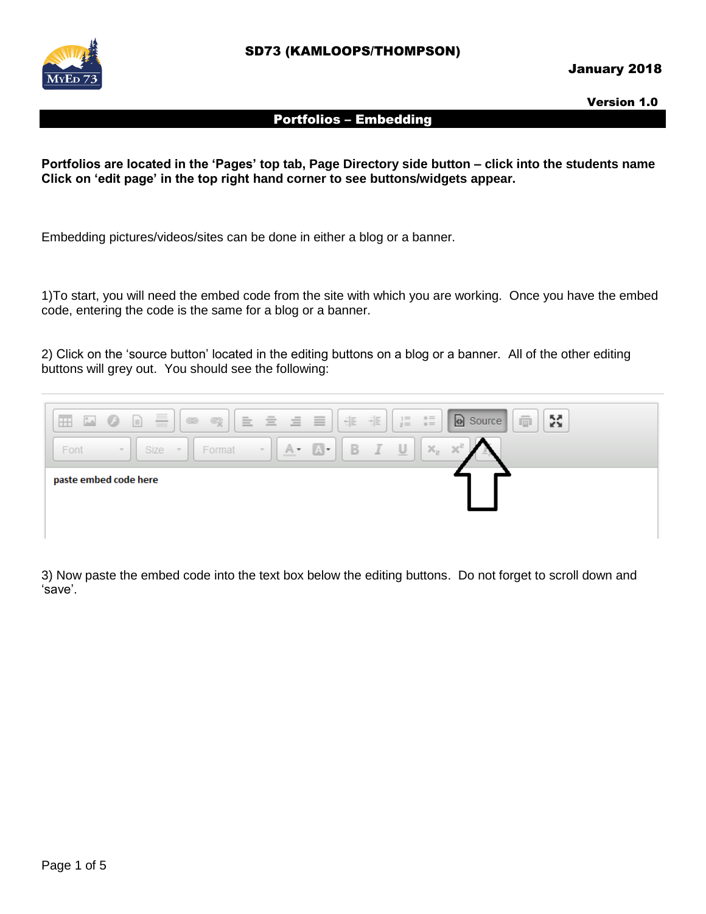SD73 (KAMLOOPS/THOMPSON)

January 2018

Version 1.0

# Portfolios – Embedding

**Portfolios are located in the 'Pages' top tab, Page Directory side button – click into the students name Click on 'edit page' in the top right hand corner to see buttons/widgets appear.**

Embedding pictures/videos/sites can be done in either a blog or a banner.

1)To start, you will need the embed code from the site with which you are working. Once you have the embed code, entering the code is the same for a blog or a banner.

2) Click on the 'source button' located in the editing buttons on a blog or a banner. All of the other editing buttons will grey out. You should see the following:

3) Now paste the embed code into the text box below the editing buttons. Do not forget to scroll down and 'save'.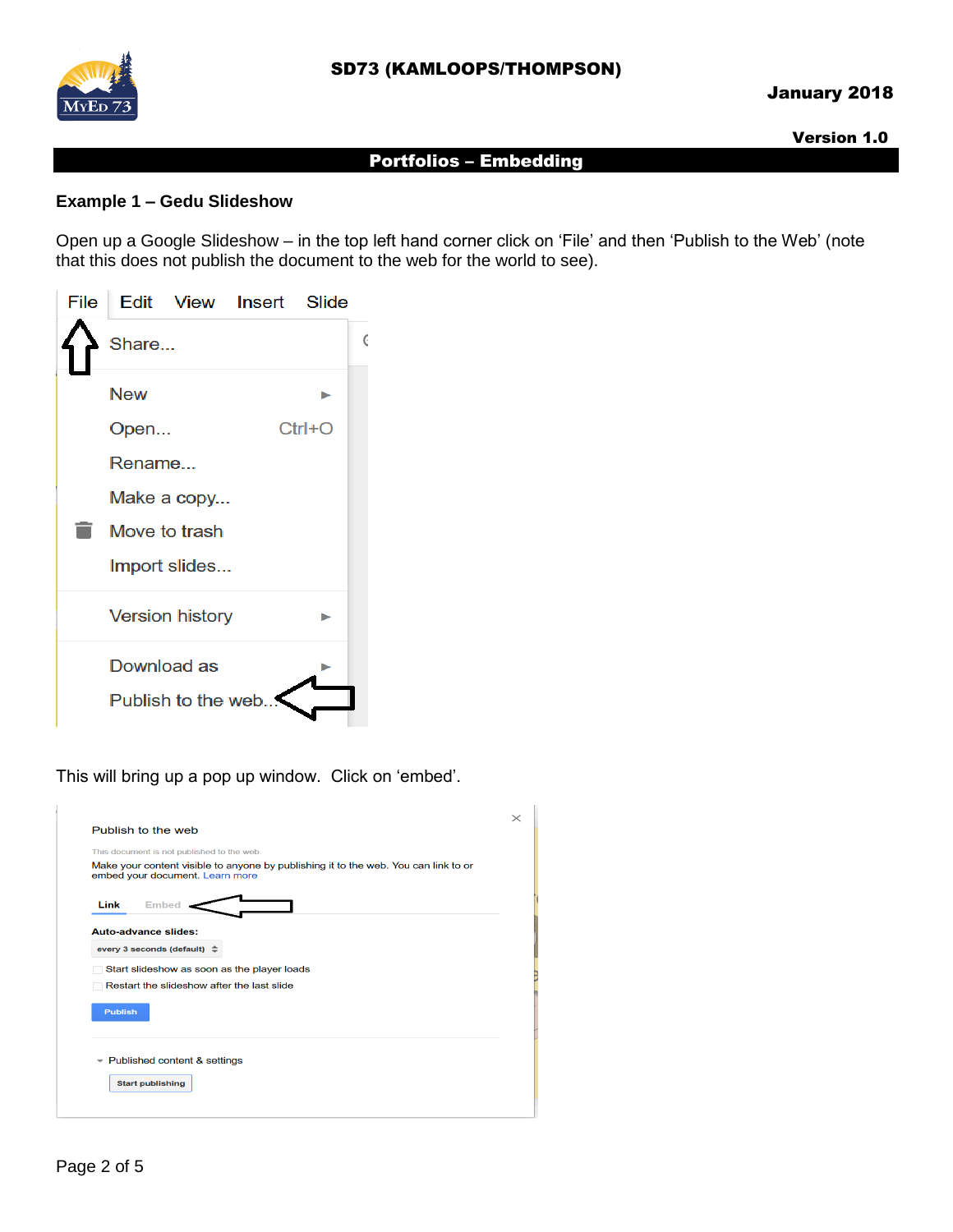## Portfolios – Embedding

### Example 1 – Gedu Slideshow

Open up a Google Slideshow – in the top left hand corner click on 'File' and then 'Publish to the Web' (note that this does not publish the document to the web for the world to see).

File Edit View Insert Slide

Share...

New

Open... Ctrl+O

Rename...

Make a copy...

Move to trash

Import slides...

Version history

Download as

Publish to the web...

This will bring up a pop up window. Click on 'embed'.

Publish to the web

This document is not published to the web.

Make your content visible to anyone by publishing it to the web. You can link to or embed your document. Learn more

Link Embed

Auto-advance slides:

every 3 seconds (default)

Start slideshow as soon as the player loads

Restart the slideshow after the last slide

Publish

Published content & settings

Start publishing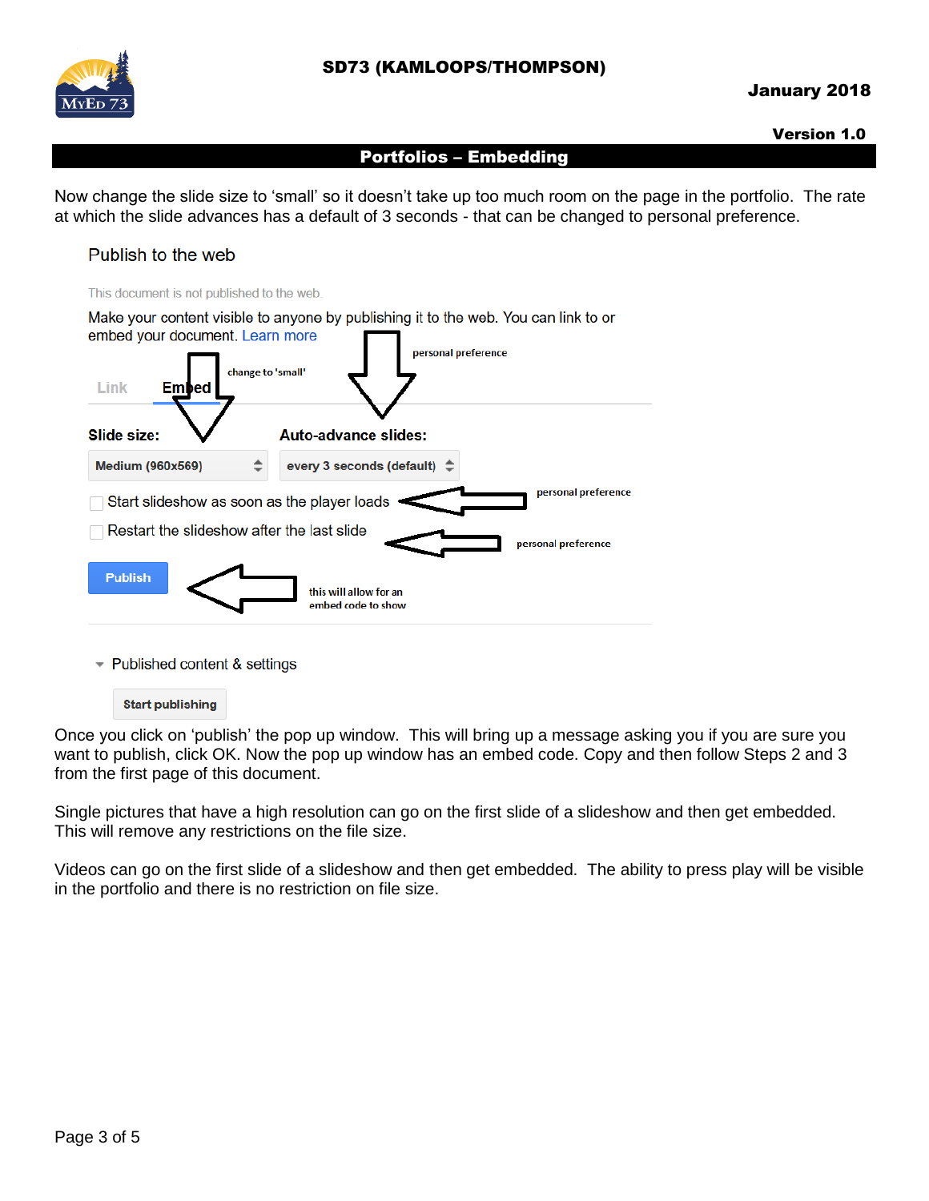## Portfolios – Embedding

Now change the slide size to 'small' so it doesn't take up too much room on the page in the portfolio. The rate at which the slide advances has a default of 3 seconds - that can be changed to personal preference.

Publish to the web

This document is not published to the web

Make your content visible to anyone by publishing it to the web. You can link to or embed your document. Learn more

change to 'small'

personal preference

Link Embed

**Slide size:** Medium (960x569)

**Auto-advance slides:** every 3 seconds (default)

Start slideshow as soon as the player loads — personal preference

Restart the slideshow after the last slide — personal preference

Publish — this will allow for an embed code to show

Published content & settings

Start publishing

Once you click on 'publish' the pop up window. This will bring up a message asking you if you are sure you want to publish, click OK. Now the pop up window has an embed code. Copy and then follow Steps 2 and 3 from the first page of this document.

Single pictures that have a high resolution can go on the first slide of a slideshow and then get embedded. This will remove any restrictions on the file size.

Videos can go on the first slide of a slideshow and then get embedded. The ability to press play will be visible in the portfolio and there is no restriction on file size.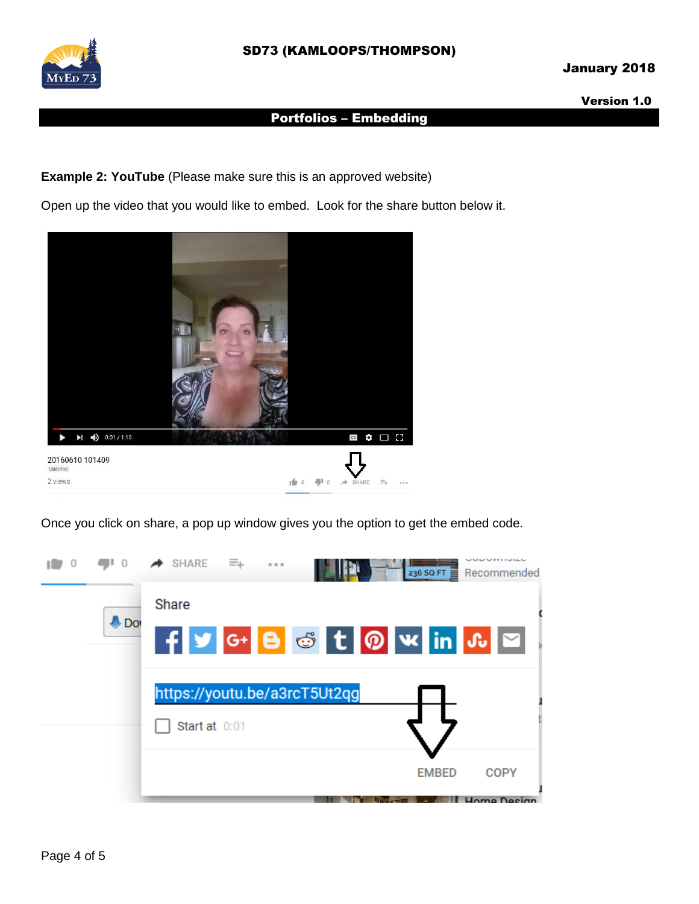**Example 2: YouTube** (Please make sure this is an approved website)

Open up the video that you would like to embed.  Look for the share button below it.

Once you click on share, a pop up window gives you the option to get the embed code.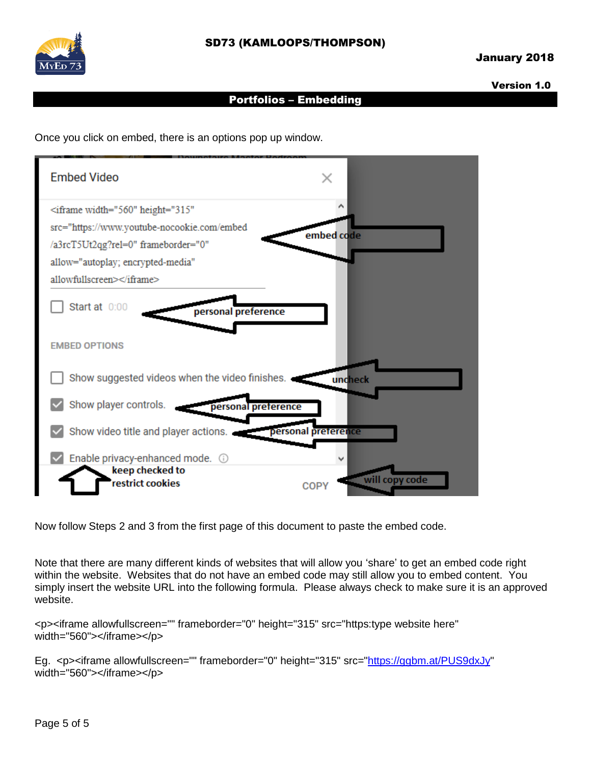## Portfolios – Embedding

Once you click on embed, there is an options pop up window.

Embed Video

```
<iframe width="560" height="315"
src="https://www.youtube-nocookie.com/embed
/a3rcT5Ut2qg?rel=0" frameborder="0"
allow="autoplay; encrypted-media"
allowfullscreen></iframe>
```

embed code

Start at 0:00 — personal preference

EMBED OPTIONS

Show suggested videos when the video finishes. — uncheck

Show player controls. — personal preference

Show video title and player actions. — personal preference

Enable privacy-enhanced mode. — keep checked to restrict cookies

COPY — will copy code

Now follow Steps 2 and 3 from the first page of this document to paste the embed code.

Note that there are many different kinds of websites that will allow you 'share' to get an embed code right within the website. Websites that do not have an embed code may still allow you to embed content. You simply insert the website URL into the following formula. Please always check to make sure it is an approved website.

<p><iframe allowfullscreen="" frameborder="0" height="315" src="https:type website here" width="560"></iframe></p>

Eg. <p><iframe allowfullscreen="" frameborder="0" height="315" src="https://ggbm.at/PUS9dxJy" width="560"></iframe></p>